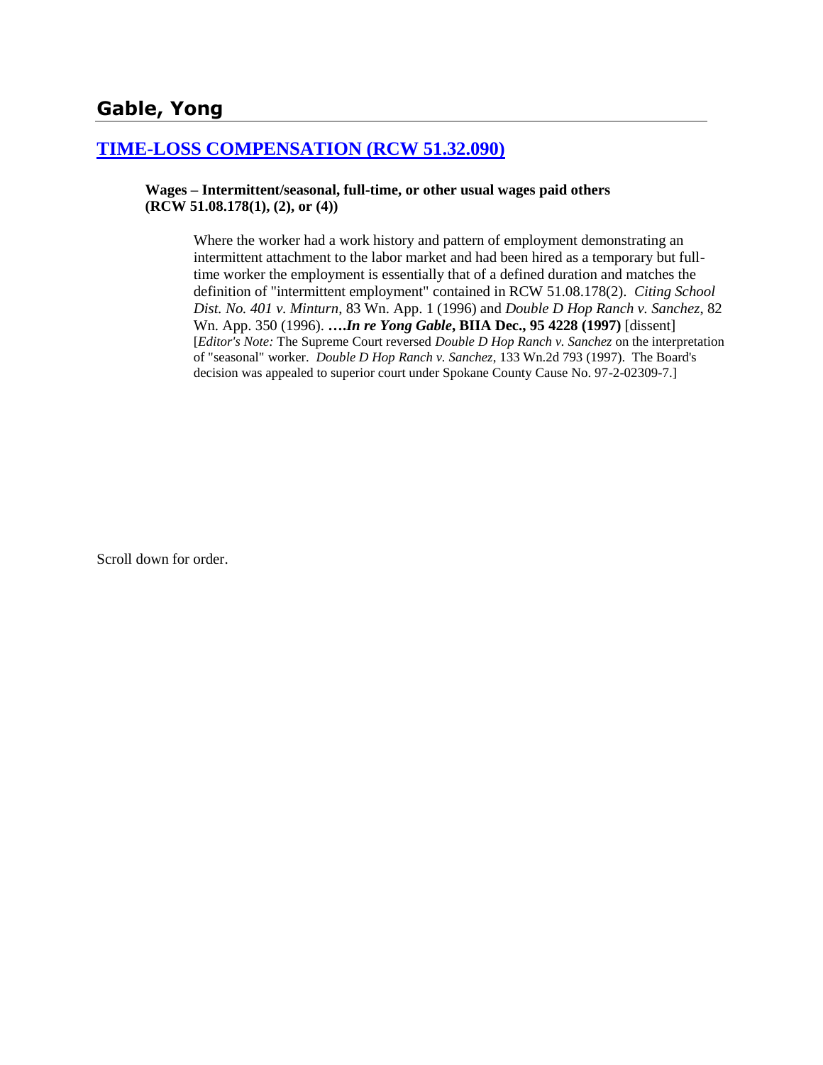## Gable, Yong

### TIME-LOSS COMPENSATION (RCW 51.32.090)

**Wages – Intermittent/seasonal, full-time, or other usual wages paid others (RCW 51.08.178(1), (2), or (4))**

Where the worker had a work history and pattern of employment demonstrating an intermittent attachment to the labor market and had been hired as a temporary but full-time worker the employment is essentially that of a defined duration and matches the definition of "intermittent employment" contained in RCW 51.08.178(2). *Citing School Dist. No. 401 v. Minturn*, 83 Wn. App. 1 (1996) and *Double D Hop Ranch v. Sanchez*, 82 Wn. App. 350 (1996). ***….In re Yong Gable*, BIIA Dec., 95 4228 (1997)** [dissent] [*Editor's Note:* The Supreme Court reversed *Double D Hop Ranch v. Sanchez* on the interpretation of "seasonal" worker. *Double D Hop Ranch v. Sanchez*, 133 Wn.2d 793 (1997). The Board's decision was appealed to superior court under Spokane County Cause No. 97-2-02309-7.]

Scroll down for order.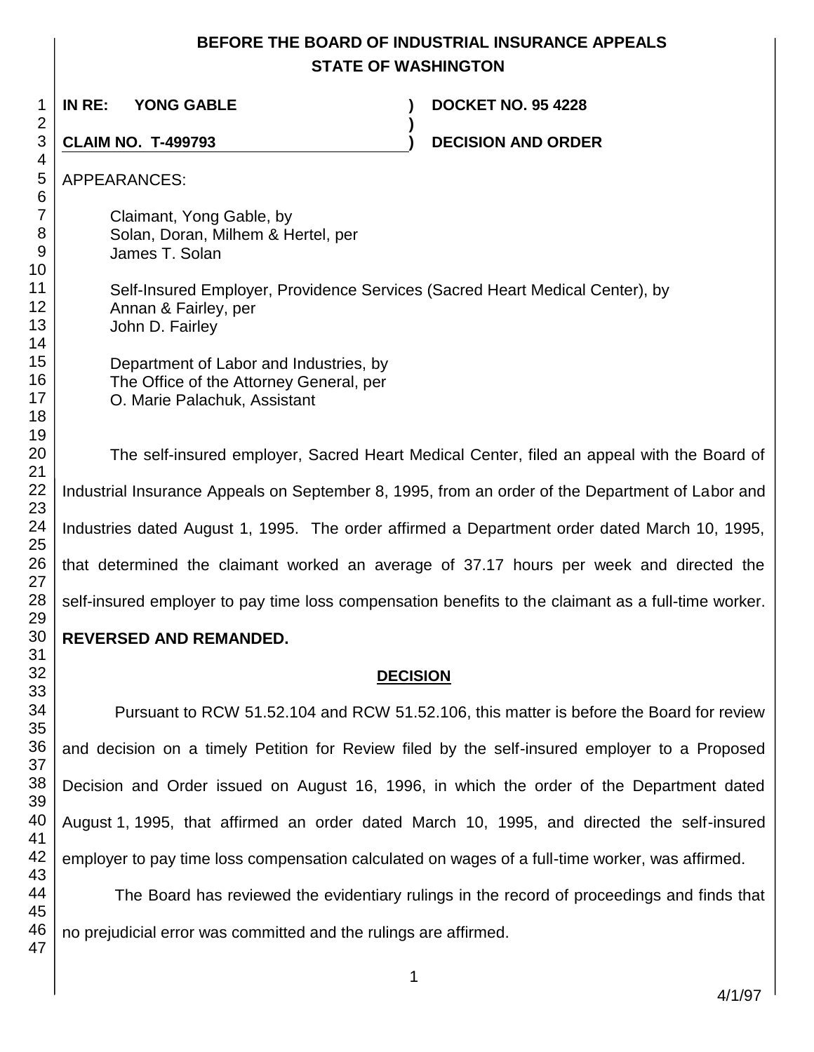# BEFORE THE BOARD OF INDUSTRIAL INSURANCE APPEALS STATE OF WASHINGTON

**IN RE: YONG GABLE** ) **DOCKET NO. 95 4228**

**CLAIM NO. T-499793** ) **DECISION AND ORDER**

APPEARANCES:

Claimant, Yong Gable, by
Solan, Doran, Milhem & Hertel, per
James T. Solan

Self-Insured Employer, Providence Services (Sacred Heart Medical Center), by
Annan & Fairley, per
John D. Fairley

Department of Labor and Industries, by
The Office of the Attorney General, per
O. Marie Palachuk, Assistant

The self-insured employer, Sacred Heart Medical Center, filed an appeal with the Board of Industrial Insurance Appeals on September 8, 1995, from an order of the Department of Labor and Industries dated August 1, 1995. The order affirmed a Department order dated March 10, 1995, that determined the claimant worked an average of 37.17 hours per week and directed the self-insured employer to pay time loss compensation benefits to the claimant as a full-time worker. **REVERSED AND REMANDED.**

## DECISION

Pursuant to RCW 51.52.104 and RCW 51.52.106, this matter is before the Board for review and decision on a timely Petition for Review filed by the self-insured employer to a Proposed Decision and Order issued on August 16, 1996, in which the order of the Department dated August 1, 1995, that affirmed an order dated March 10, 1995, and directed the self-insured employer to pay time loss compensation calculated on wages of a full-time worker, was affirmed.

The Board has reviewed the evidentiary rulings in the record of proceedings and finds that no prejudicial error was committed and the rulings are affirmed.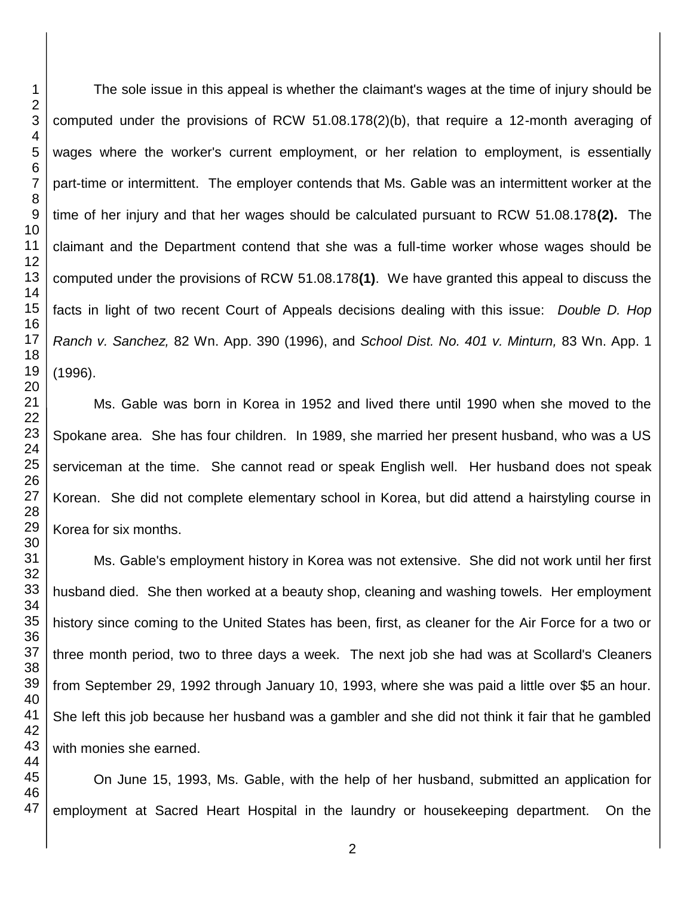The sole issue in this appeal is whether the claimant's wages at the time of injury should be computed under the provisions of RCW 51.08.178(2)(b), that require a 12-month averaging of wages where the worker's current employment, or her relation to employment, is essentially part-time or intermittent. The employer contends that Ms. Gable was an intermittent worker at the time of her injury and that her wages should be calculated pursuant to RCW 51.08.178**(2).** The claimant and the Department contend that she was a full-time worker whose wages should be computed under the provisions of RCW 51.08.178**(1)**. We have granted this appeal to discuss the facts in light of two recent Court of Appeals decisions dealing with this issue: *Double D. Hop Ranch v. Sanchez,* 82 Wn. App. 390 (1996), and *School Dist. No. 401 v. Minturn,* 83 Wn. App. 1 (1996).

Ms. Gable was born in Korea in 1952 and lived there until 1990 when she moved to the Spokane area. She has four children. In 1989, she married her present husband, who was a US serviceman at the time. She cannot read or speak English well. Her husband does not speak Korean. She did not complete elementary school in Korea, but did attend a hairstyling course in Korea for six months.

Ms. Gable's employment history in Korea was not extensive. She did not work until her first husband died. She then worked at a beauty shop, cleaning and washing towels. Her employment history since coming to the United States has been, first, as cleaner for the Air Force for a two or three month period, two to three days a week. The next job she had was at Scollard's Cleaners from September 29, 1992 through January 10, 1993, where she was paid a little over $5 an hour. She left this job because her husband was a gambler and she did not think it fair that he gambled with monies she earned.

On June 15, 1993, Ms. Gable, with the help of her husband, submitted an application for employment at Sacred Heart Hospital in the laundry or housekeeping department. On the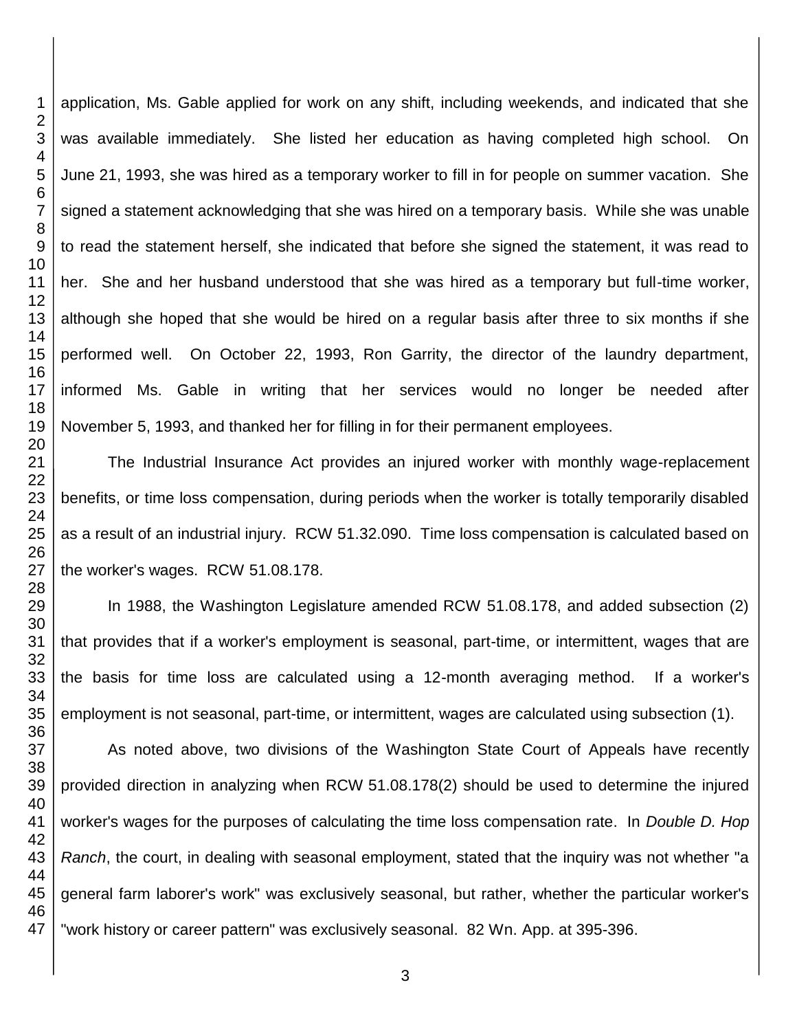application, Ms. Gable applied for work on any shift, including weekends, and indicated that she was available immediately. She listed her education as having completed high school. On June 21, 1993, she was hired as a temporary worker to fill in for people on summer vacation. She signed a statement acknowledging that she was hired on a temporary basis. While she was unable to read the statement herself, she indicated that before she signed the statement, it was read to her. She and her husband understood that she was hired as a temporary but full-time worker, although she hoped that she would be hired on a regular basis after three to six months if she performed well. On October 22, 1993, Ron Garrity, the director of the laundry department, informed Ms. Gable in writing that her services would no longer be needed after November 5, 1993, and thanked her for filling in for their permanent employees.

The Industrial Insurance Act provides an injured worker with monthly wage-replacement benefits, or time loss compensation, during periods when the worker is totally temporarily disabled as a result of an industrial injury. RCW 51.32.090. Time loss compensation is calculated based on the worker's wages. RCW 51.08.178.

In 1988, the Washington Legislature amended RCW 51.08.178, and added subsection (2) that provides that if a worker's employment is seasonal, part-time, or intermittent, wages that are the basis for time loss are calculated using a 12-month averaging method. If a worker's employment is not seasonal, part-time, or intermittent, wages are calculated using subsection (1).

As noted above, two divisions of the Washington State Court of Appeals have recently provided direction in analyzing when RCW 51.08.178(2) should be used to determine the injured worker's wages for the purposes of calculating the time loss compensation rate. In *Double D. Hop Ranch*, the court, in dealing with seasonal employment, stated that the inquiry was not whether "a general farm laborer's work" was exclusively seasonal, but rather, whether the particular worker's "work history or career pattern" was exclusively seasonal. 82 Wn. App. at 395-396.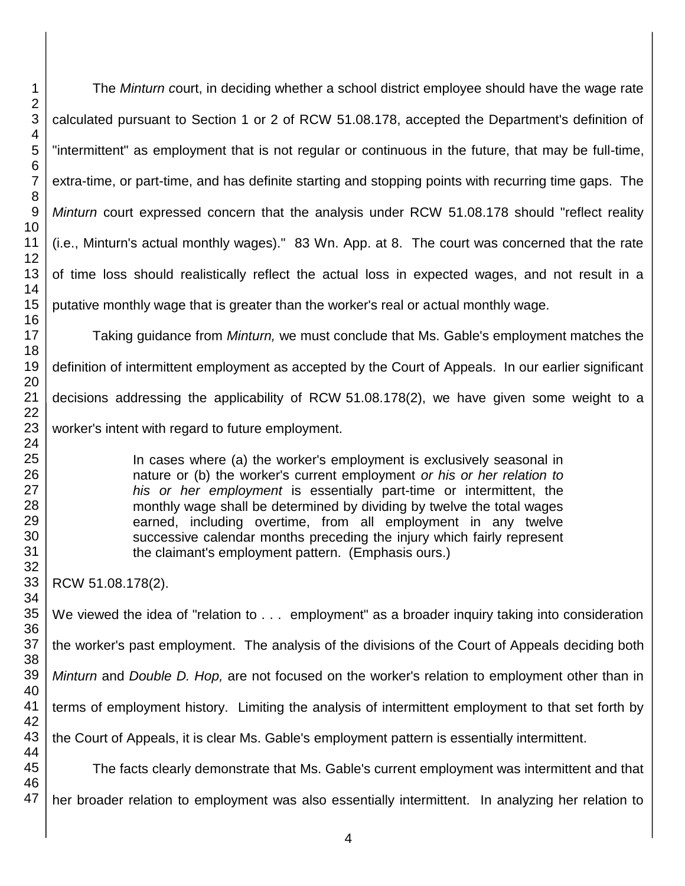The *Minturn c*ourt, in deciding whether a school district employee should have the wage rate calculated pursuant to Section 1 or 2 of RCW 51.08.178, accepted the Department's definition of "intermittent" as employment that is not regular or continuous in the future, that may be full-time, extra-time, or part-time, and has definite starting and stopping points with recurring time gaps. The *Minturn* court expressed concern that the analysis under RCW 51.08.178 should "reflect reality (i.e., Minturn's actual monthly wages)." 83 Wn. App. at 8. The court was concerned that the rate of time loss should realistically reflect the actual loss in expected wages, and not result in a putative monthly wage that is greater than the worker's real or actual monthly wage.

Taking guidance from *Minturn,* we must conclude that Ms. Gable's employment matches the definition of intermittent employment as accepted by the Court of Appeals. In our earlier significant decisions addressing the applicability of RCW 51.08.178(2), we have given some weight to a worker's intent with regard to future employment.

> In cases where (a) the worker's employment is exclusively seasonal in nature or (b) the worker's current employment *or his or her relation to his or her employment* is essentially part-time or intermittent, the monthly wage shall be determined by dividing by twelve the total wages earned, including overtime, from all employment in any twelve successive calendar months preceding the injury which fairly represent the claimant's employment pattern. (Emphasis ours.)

RCW 51.08.178(2).

We viewed the idea of "relation to . . . employment" as a broader inquiry taking into consideration the worker's past employment. The analysis of the divisions of the Court of Appeals deciding both *Minturn* and *Double D. Hop,* are not focused on the worker's relation to employment other than in terms of employment history. Limiting the analysis of intermittent employment to that set forth by the Court of Appeals, it is clear Ms. Gable's employment pattern is essentially intermittent.

The facts clearly demonstrate that Ms. Gable's current employment was intermittent and that her broader relation to employment was also essentially intermittent. In analyzing her relation to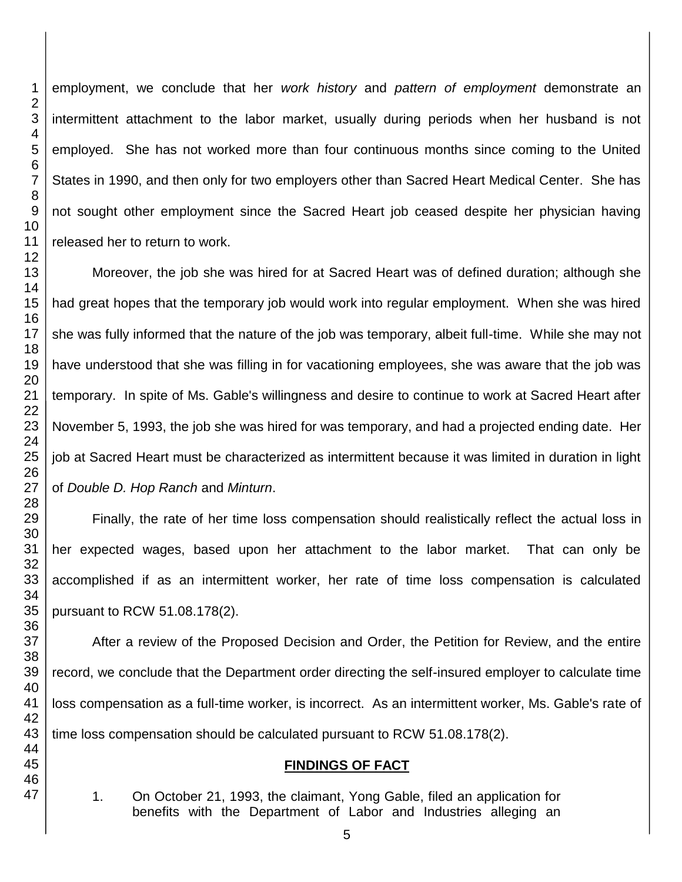employment, we conclude that her *work history* and *pattern of employment* demonstrate an intermittent attachment to the labor market, usually during periods when her husband is not employed. She has not worked more than four continuous months since coming to the United States in 1990, and then only for two employers other than Sacred Heart Medical Center. She has not sought other employment since the Sacred Heart job ceased despite her physician having released her to return to work.

Moreover, the job she was hired for at Sacred Heart was of defined duration; although she had great hopes that the temporary job would work into regular employment. When she was hired she was fully informed that the nature of the job was temporary, albeit full-time. While she may not have understood that she was filling in for vacationing employees, she was aware that the job was temporary. In spite of Ms. Gable's willingness and desire to continue to work at Sacred Heart after November 5, 1993, the job she was hired for was temporary, and had a projected ending date. Her job at Sacred Heart must be characterized as intermittent because it was limited in duration in light of *Double D. Hop Ranch* and *Minturn*.

Finally, the rate of her time loss compensation should realistically reflect the actual loss in her expected wages, based upon her attachment to the labor market. That can only be accomplished if as an intermittent worker, her rate of time loss compensation is calculated pursuant to RCW 51.08.178(2).

After a review of the Proposed Decision and Order, the Petition for Review, and the entire record, we conclude that the Department order directing the self-insured employer to calculate time loss compensation as a full-time worker, is incorrect. As an intermittent worker, Ms. Gable's rate of time loss compensation should be calculated pursuant to RCW 51.08.178(2).

## FINDINGS OF FACT

1. On October 21, 1993, the claimant, Yong Gable, filed an application for benefits with the Department of Labor and Industries alleging an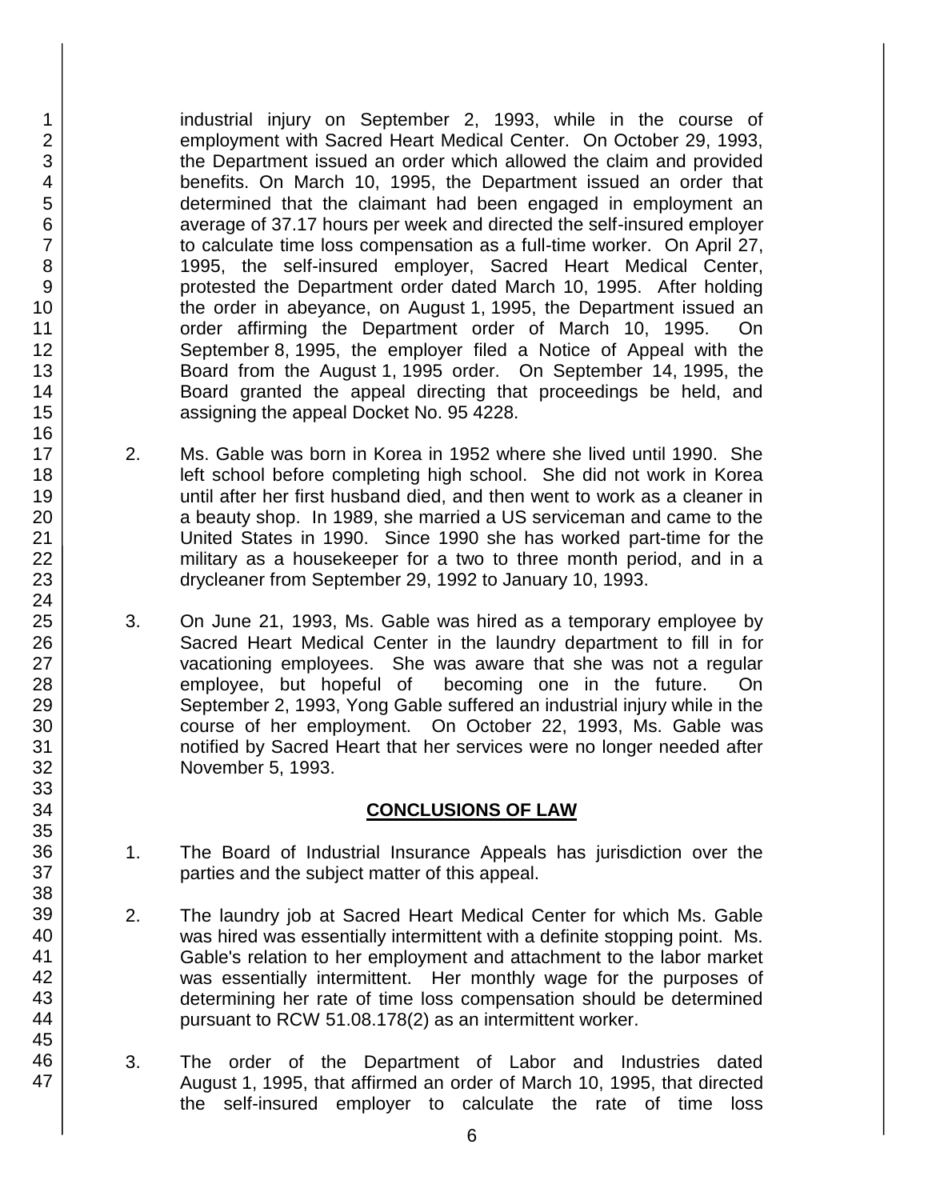industrial injury on September 2, 1993, while in the course of employment with Sacred Heart Medical Center. On October 29, 1993, the Department issued an order which allowed the claim and provided benefits. On March 10, 1995, the Department issued an order that determined that the claimant had been engaged in employment an average of 37.17 hours per week and directed the self-insured employer to calculate time loss compensation as a full-time worker. On April 27, 1995, the self-insured employer, Sacred Heart Medical Center, protested the Department order dated March 10, 1995. After holding the order in abeyance, on August 1, 1995, the Department issued an order affirming the Department order of March 10, 1995. On September 8, 1995, the employer filed a Notice of Appeal with the Board from the August 1, 1995 order. On September 14, 1995, the Board granted the appeal directing that proceedings be held, and assigning the appeal Docket No. 95 4228.

2. Ms. Gable was born in Korea in 1952 where she lived until 1990. She left school before completing high school. She did not work in Korea until after her first husband died, and then went to work as a cleaner in a beauty shop. In 1989, she married a US serviceman and came to the United States in 1990. Since 1990 she has worked part-time for the military as a housekeeper for a two to three month period, and in a drycleaner from September 29, 1992 to January 10, 1993.

3. On June 21, 1993, Ms. Gable was hired as a temporary employee by Sacred Heart Medical Center in the laundry department to fill in for vacationing employees. She was aware that she was not a regular employee, but hopeful of becoming one in the future. On September 2, 1993, Yong Gable suffered an industrial injury while in the course of her employment. On October 22, 1993, Ms. Gable was notified by Sacred Heart that her services were no longer needed after November 5, 1993.

## CONCLUSIONS OF LAW

1. The Board of Industrial Insurance Appeals has jurisdiction over the parties and the subject matter of this appeal.

2. The laundry job at Sacred Heart Medical Center for which Ms. Gable was hired was essentially intermittent with a definite stopping point. Ms. Gable's relation to her employment and attachment to the labor market was essentially intermittent. Her monthly wage for the purposes of determining her rate of time loss compensation should be determined pursuant to RCW 51.08.178(2) as an intermittent worker.

3. The order of the Department of Labor and Industries dated August 1, 1995, that affirmed an order of March 10, 1995, that directed the self-insured employer to calculate the rate of time loss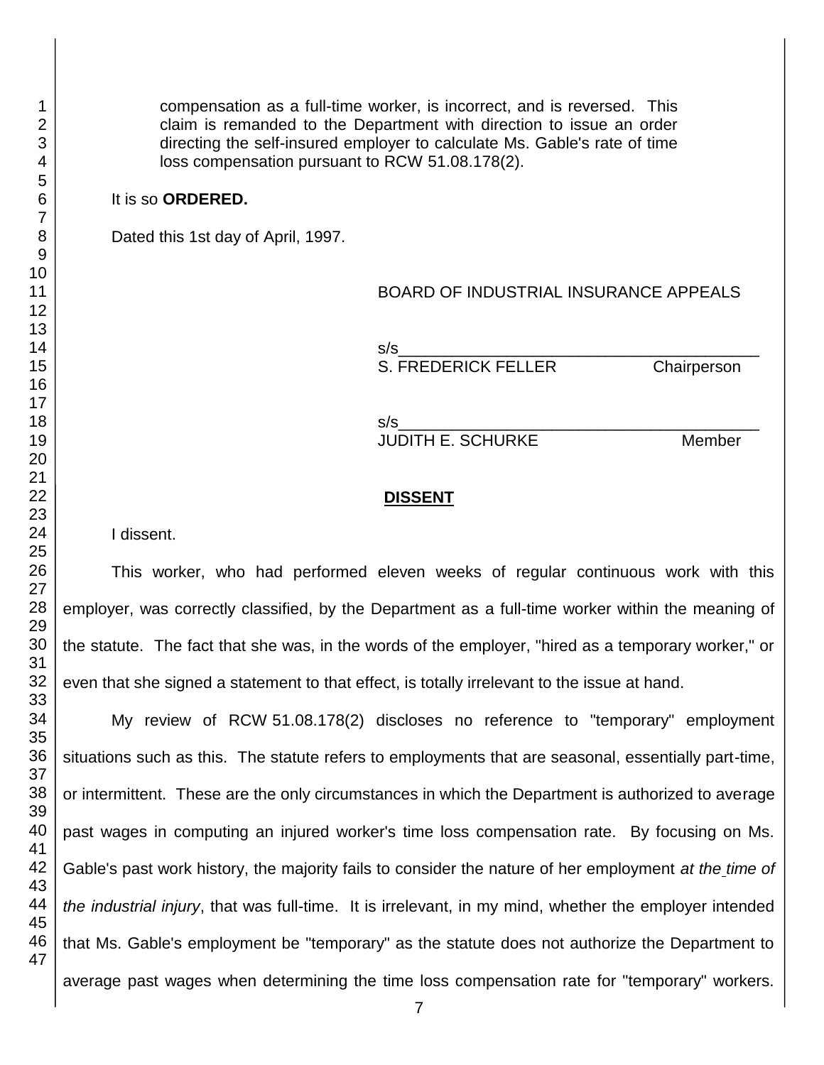compensation as a full-time worker, is incorrect, and is reversed. This claim is remanded to the Department with direction to issue an order directing the self-insured employer to calculate Ms. Gable's rate of time loss compensation pursuant to RCW 51.08.178(2).

It is so **ORDERED.**

Dated this 1st day of April, 1997.

BOARD OF INDUSTRIAL INSURANCE APPEALS

s/s________________________________________
S. FREDERICK FELLER Chairperson

s/s________________________________________
JUDITH E. SCHURKE Member

## DISSENT

I dissent.

This worker, who had performed eleven weeks of regular continuous work with this employer, was correctly classified, by the Department as a full-time worker within the meaning of the statute. The fact that she was, in the words of the employer, "hired as a temporary worker," or even that she signed a statement to that effect, is totally irrelevant to the issue at hand.

My review of RCW 51.08.178(2) discloses no reference to "temporary" employment situations such as this. The statute refers to employments that are seasonal, essentially part-time, or intermittent. These are the only circumstances in which the Department is authorized to average past wages in computing an injured worker's time loss compensation rate. By focusing on Ms. Gable's past work history, the majority fails to consider the nature of her employment *at the time of the industrial injury*, that was full-time. It is irrelevant, in my mind, whether the employer intended that Ms. Gable's employment be "temporary" as the statute does not authorize the Department to average past wages when determining the time loss compensation rate for "temporary" workers.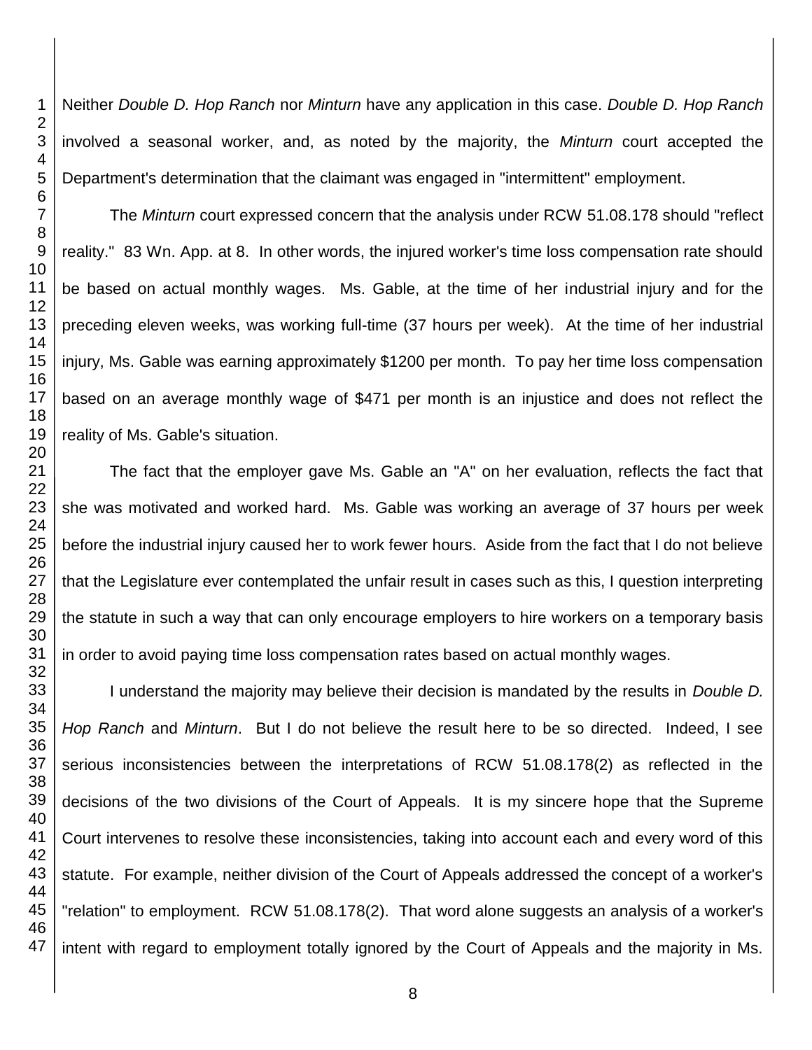Neither *Double D. Hop Ranch* nor *Minturn* have any application in this case. *Double D. Hop Ranch* involved a seasonal worker, and, as noted by the majority, the *Minturn* court accepted the Department's determination that the claimant was engaged in "intermittent" employment.

The *Minturn* court expressed concern that the analysis under RCW 51.08.178 should "reflect reality." 83 Wn. App. at 8. In other words, the injured worker's time loss compensation rate should be based on actual monthly wages. Ms. Gable, at the time of her industrial injury and for the preceding eleven weeks, was working full-time (37 hours per week). At the time of her industrial injury, Ms. Gable was earning approximately $1200 per month. To pay her time loss compensation based on an average monthly wage of $471 per month is an injustice and does not reflect the reality of Ms. Gable's situation.

The fact that the employer gave Ms. Gable an "A" on her evaluation, reflects the fact that she was motivated and worked hard. Ms. Gable was working an average of 37 hours per week before the industrial injury caused her to work fewer hours. Aside from the fact that I do not believe that the Legislature ever contemplated the unfair result in cases such as this, I question interpreting the statute in such a way that can only encourage employers to hire workers on a temporary basis in order to avoid paying time loss compensation rates based on actual monthly wages.

I understand the majority may believe their decision is mandated by the results in *Double D. Hop Ranch* and *Minturn*. But I do not believe the result here to be so directed. Indeed, I see serious inconsistencies between the interpretations of RCW 51.08.178(2) as reflected in the decisions of the two divisions of the Court of Appeals. It is my sincere hope that the Supreme Court intervenes to resolve these inconsistencies, taking into account each and every word of this statute. For example, neither division of the Court of Appeals addressed the concept of a worker's "relation" to employment. RCW 51.08.178(2). That word alone suggests an analysis of a worker's intent with regard to employment totally ignored by the Court of Appeals and the majority in Ms.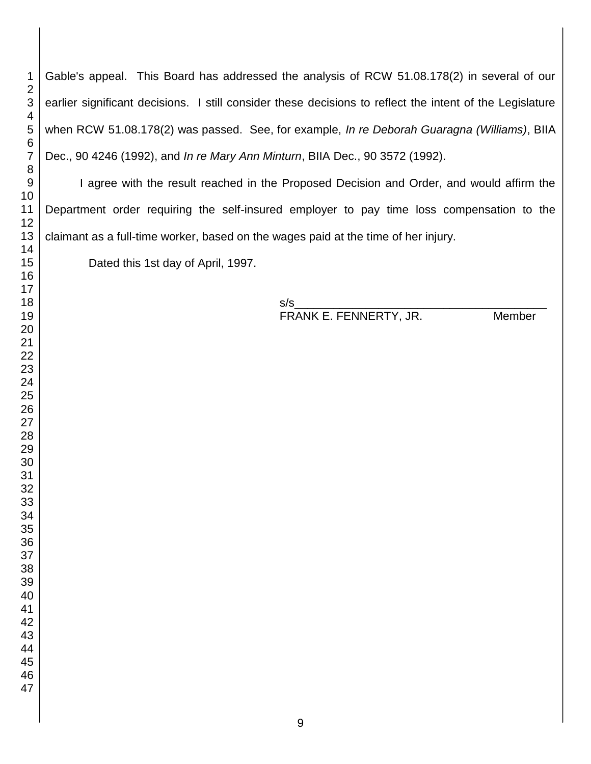Gable's appeal. This Board has addressed the analysis of RCW 51.08.178(2) in several of our earlier significant decisions. I still consider these decisions to reflect the intent of the Legislature when RCW 51.08.178(2) was passed. See, for example, *In re Deborah Guaragna (Williams)*, BIIA Dec., 90 4246 (1992), and *In re Mary Ann Minturn*, BIIA Dec., 90 3572 (1992).

I agree with the result reached in the Proposed Decision and Order, and would affirm the Department order requiring the self-insured employer to pay time loss compensation to the claimant as a full-time worker, based on the wages paid at the time of her injury.

Dated this 1st day of April, 1997.

s/s_______________________________________
FRANK E. FENNERTY, JR. Member